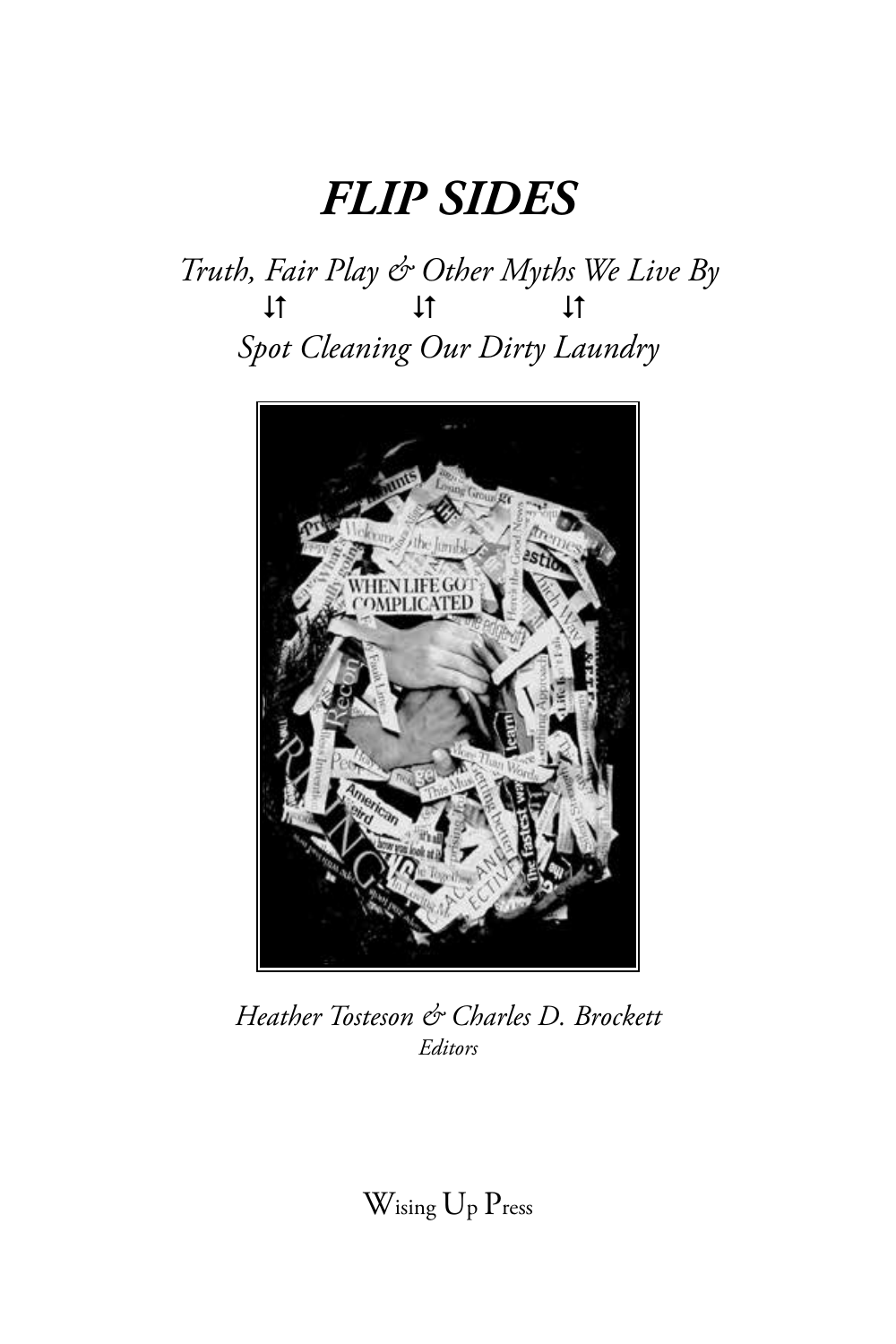# *FLIP SIDES*

*Truth, Fair Play & Other Myths We Live By*

⇅ ⇅ ⇅

*Spot Cleaning Our Dirty Laundry*

*Heather Tosteson & Charles D. Brockett*
*Editors*

Wising Up Press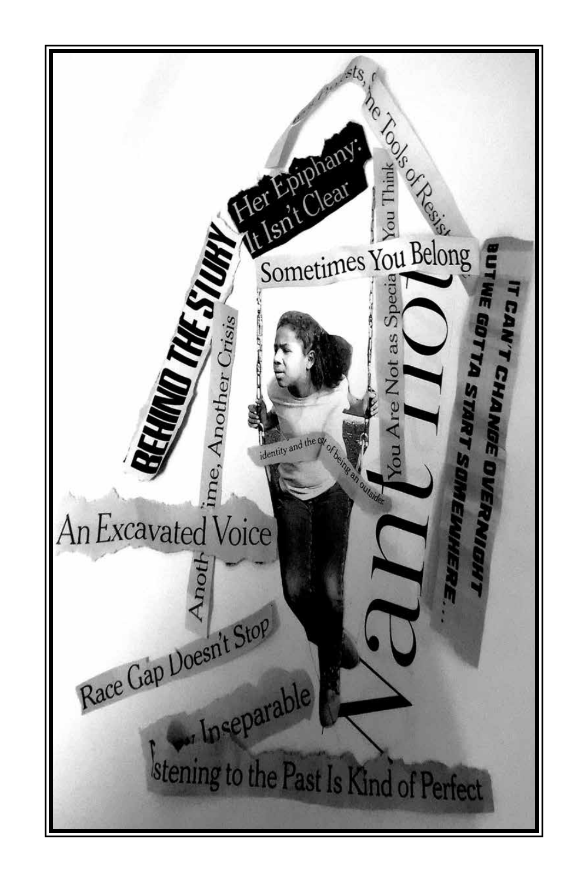BEHIND THE STORY

Her Epiphany:
It Isn't Clear

...sts, ...he Tools of Resist...

Sometimes You Belong

You Think

You Are Not as Specia...

Anoth... ...ime, Another Crisis

identity and the c... of being an outsider.

IT CAN'T CHANGE OVERNIGHT
BUT WE GOTTA START SOMEWHERE...

An Excavated Voice

Race Gap Doesn't Stop

...Inseparable

...istening to the Past Is Kind of Perfect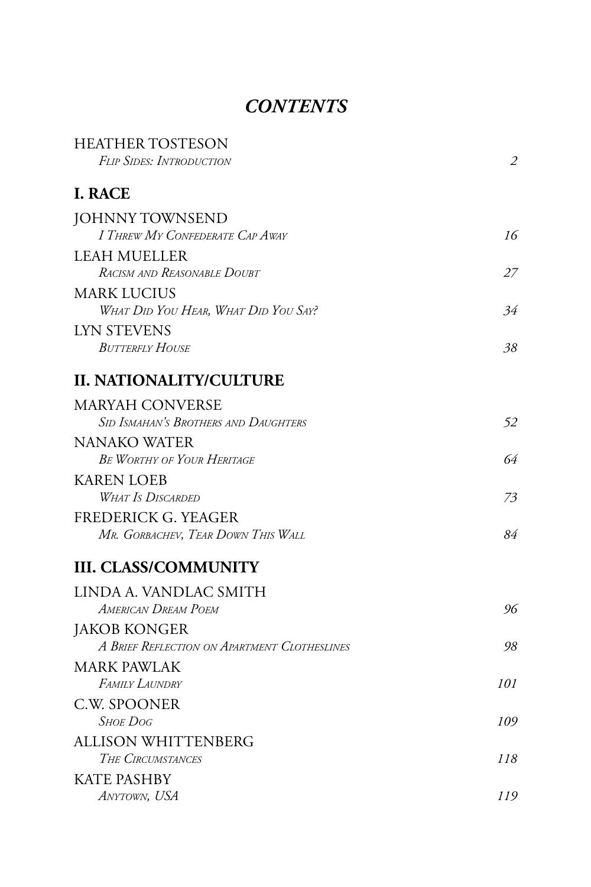# *CONTENTS*

HEATHER TOSTESON
*Flip Sides: Introduction* 2

## I. RACE

JOHNNY TOWNSEND
*I Threw My Confederate Cap Away* 16

LEAH MUELLER
*Racism and Reasonable Doubt* 27

MARK LUCIUS
*What Did You Hear, What Did You Say?* 34

LYN STEVENS
*Butterfly House* 38

## II. NATIONALITY/CULTURE

MARYAH CONVERSE
*Sid Ismahan's Brothers and Daughters* 52

NANAKO WATER
*Be Worthy of Your Heritage* 64

KAREN LOEB
*What Is Discarded* 73

FREDERICK G. YEAGER
*Mr. Gorbachev, Tear Down This Wall* 84

## III. CLASS/COMMUNITY

LINDA A. VANDLAC SMITH
*American Dream Poem* 96

JAKOB KONGER
*A Brief Reflection on Apartment Clotheslines* 98

MARK PAWLAK
*Family Laundry* 101

C.W. SPOONER
*Shoe Dog* 109

ALLISON WHITTENBERG
*The Circumstances* 118

KATE PASHBY
*Anytown, USA* 119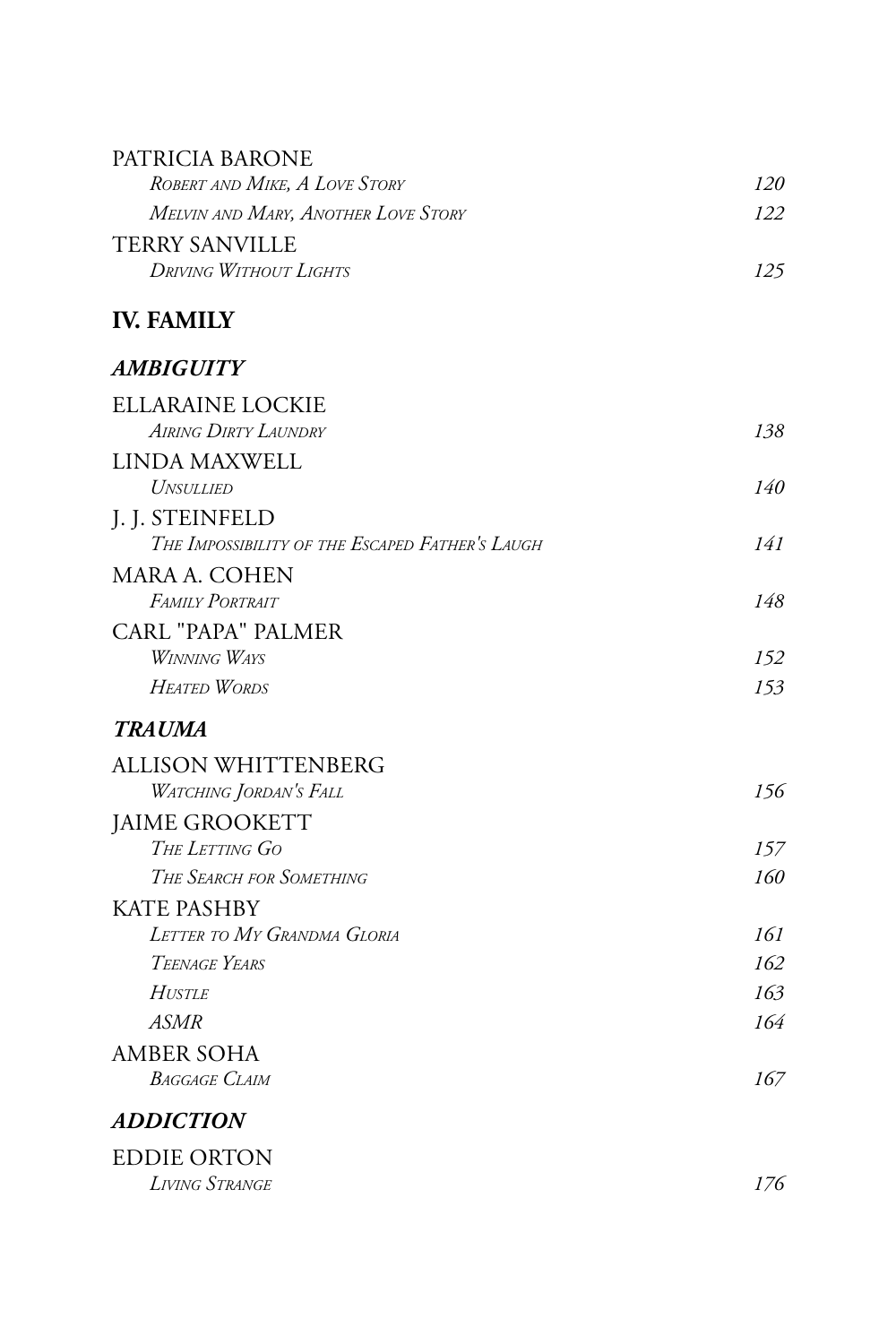PATRICIA BARONE

*Robert and Mike, A Love Story* 120

*Melvin and Mary, Another Love Story* 122

TERRY SANVILLE

*Driving Without Lights* 125

## IV. FAMILY

### *AMBIGUITY*

ELLARAINE LOCKIE

*Airing Dirty Laundry* 138

LINDA MAXWELL

*Unsullied* 140

J. J. STEINFELD

*The Impossibility of the Escaped Father's Laugh* 141

MARA A. COHEN

*Family Portrait* 148

CARL "PAPA" PALMER

*Winning Ways* 152

*Heated Words* 153

### *TRAUMA*

ALLISON WHITTENBERG

*Watching Jordan's Fall* 156

JAIME GROOKETT

*The Letting Go* 157

*The Search for Something* 160

KATE PASHBY

*Letter to My Grandma Gloria* 161

*Teenage Years* 162

*Hustle* 163

*ASMR* 164

AMBER SOHA

*Baggage Claim* 167

### *ADDICTION*

EDDIE ORTON

*Living Strange* 176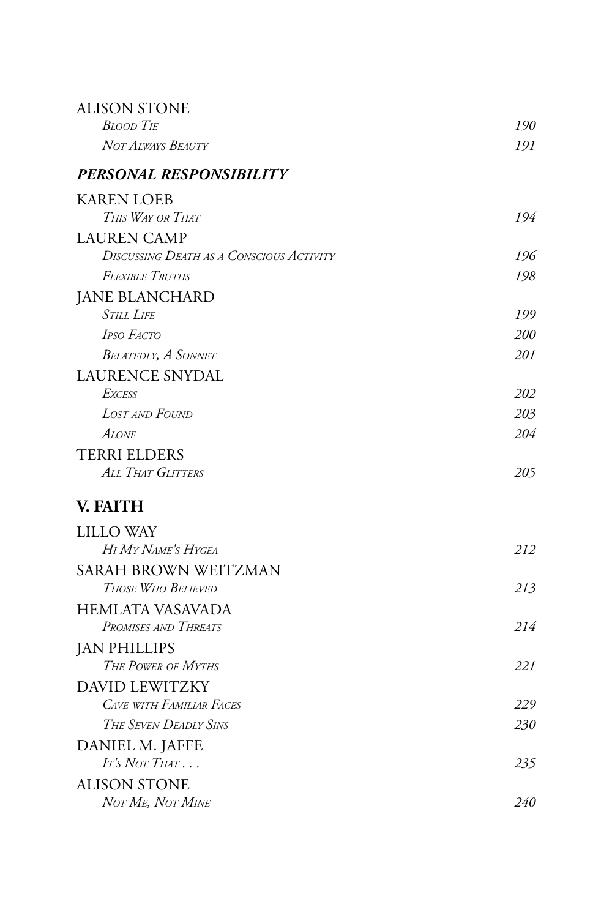ALISON STONE

*Blood Tie* 190

*Not Always Beauty* 191

### *PERSONAL RESPONSIBILITY*

KAREN LOEB

*This Way or That* 194

LAUREN CAMP

*Discussing Death as a Conscious Activity* 196

*Flexible Truths* 198

JANE BLANCHARD

*Still Life* 199

*Ipso Facto* 200

*Belatedly, A Sonnet* 201

LAURENCE SNYDAL

*Excess* 202

*Lost and Found* 203

*Alone* 204

TERRI ELDERS

*All That Glitters* 205

## V. FAITH

LILLO WAY

*Hi My Name's Hygea* 212

SARAH BROWN WEITZMAN

*Those Who Believed* 213

HEMLATA VASAVADA

*Promises and Threats* 214

JAN PHILLIPS

*The Power of Myths* 221

DAVID LEWITZKY

*Cave with Familiar Faces* 229

*The Seven Deadly Sins* 230

DANIEL M. JAFFE

*It's Not That . . .* 235

ALISON STONE

*Not Me, Not Mine* 240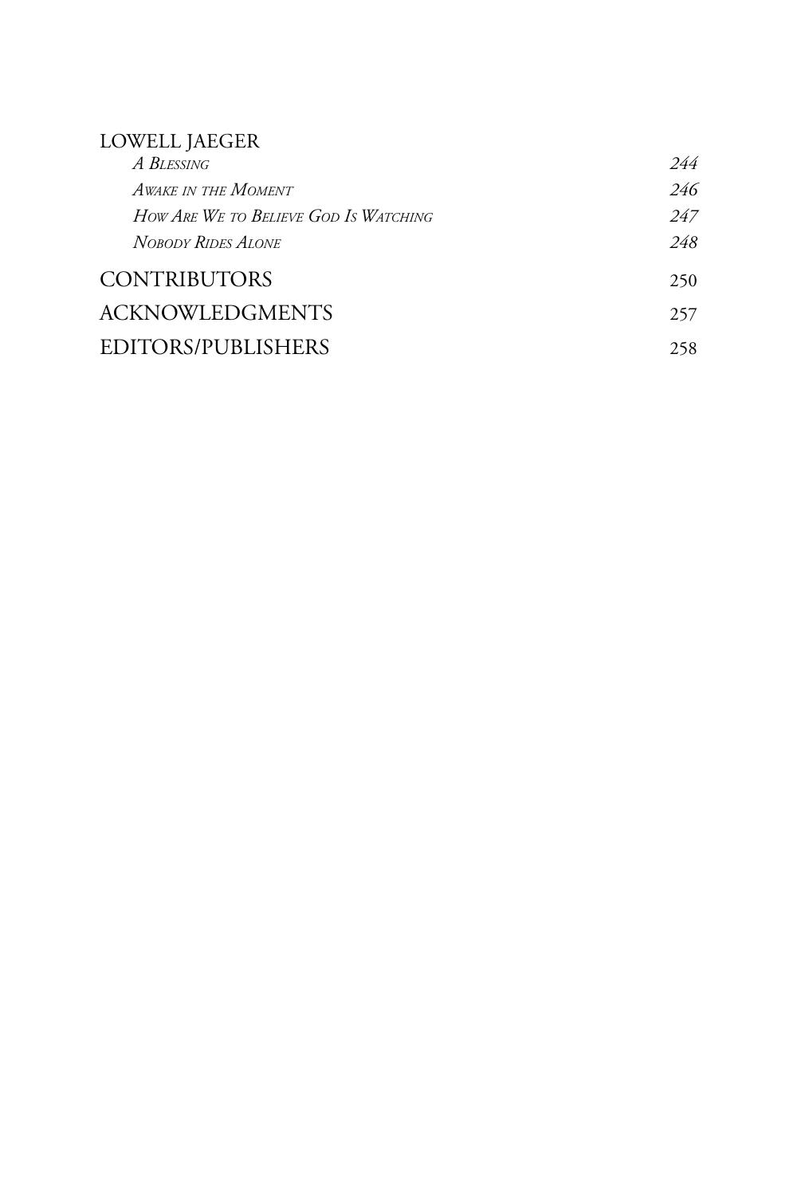LOWELL JAEGER

*A Blessing* 244

*Awake in the Moment* 246

*How Are We to Believe God Is Watching* 247

*Nobody Rides Alone* 248

CONTRIBUTORS 250

ACKNOWLEDGMENTS 257

EDITORS/PUBLISHERS 258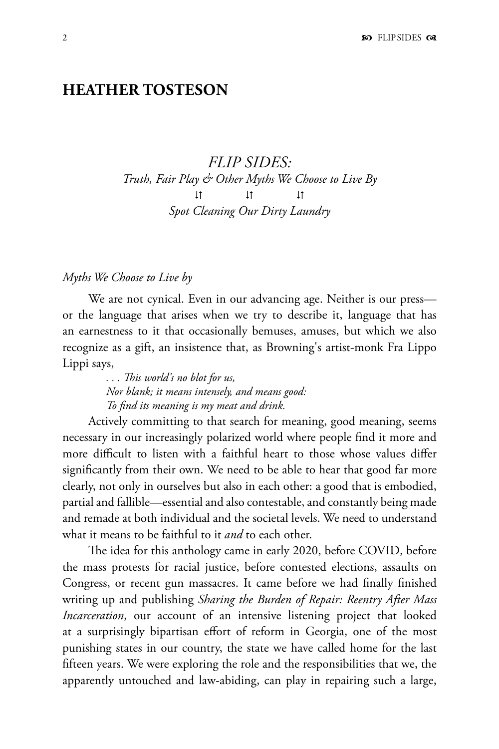## HEATHER TOSTESON

### *FLIP SIDES:*

*Truth, Fair Play & Other Myths We Choose to Live By*

⥯ ⥯ ⥯

*Spot Cleaning Our Dirty Laundry*

*Myths We Choose to Live by*

We are not cynical. Even in our advancing age. Neither is our press—or the language that arises when we try to describe it, language that has an earnestness to it that occasionally bemuses, amuses, but which we also recognize as a gift, an insistence that, as Browning's artist-monk Fra Lippo Lippi says,

> *. . . This world's no blot for us,*
> *Nor blank; it means intensely, and means good:*
> *To find its meaning is my meat and drink.*

Actively committing to that search for meaning, good meaning, seems necessary in our increasingly polarized world where people find it more and more difficult to listen with a faithful heart to those whose values differ significantly from their own. We need to be able to hear that good far more clearly, not only in ourselves but also in each other: a good that is embodied, partial and fallible—essential and also contestable, and constantly being made and remade at both individual and the societal levels. We need to understand what it means to be faithful to it *and* to each other.

The idea for this anthology came in early 2020, before COVID, before the mass protests for racial justice, before contested elections, assaults on Congress, or recent gun massacres. It came before we had finally finished writing up and publishing *Sharing the Burden of Repair: Reentry After Mass Incarceration*, our account of an intensive listening project that looked at a surprisingly bipartisan effort of reform in Georgia, one of the most punishing states in our country, the state we have called home for the last fifteen years. We were exploring the role and the responsibilities that we, the apparently untouched and law-abiding, can play in repairing such a large,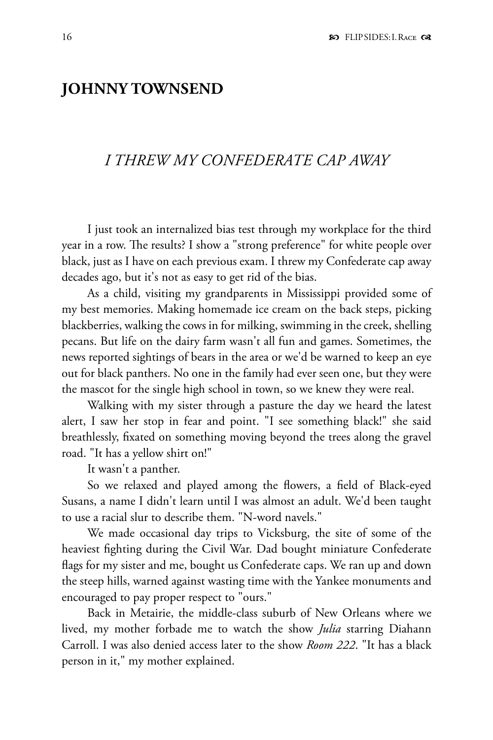## JOHNNY TOWNSEND

### *I THREW MY CONFEDERATE CAP AWAY*

I just took an internalized bias test through my workplace for the third year in a row. The results? I show a "strong preference" for white people over black, just as I have on each previous exam. I threw my Confederate cap away decades ago, but it's not as easy to get rid of the bias.

As a child, visiting my grandparents in Mississippi provided some of my best memories. Making homemade ice cream on the back steps, picking blackberries, walking the cows in for milking, swimming in the creek, shelling pecans. But life on the dairy farm wasn't all fun and games. Sometimes, the news reported sightings of bears in the area or we'd be warned to keep an eye out for black panthers. No one in the family had ever seen one, but they were the mascot for the single high school in town, so we knew they were real.

Walking with my sister through a pasture the day we heard the latest alert, I saw her stop in fear and point. "I see something black!" she said breathlessly, fixated on something moving beyond the trees along the gravel road. "It has a yellow shirt on!"

It wasn't a panther.

So we relaxed and played among the flowers, a field of Black-eyed Susans, a name I didn't learn until I was almost an adult. We'd been taught to use a racial slur to describe them. "N-word navels."

We made occasional day trips to Vicksburg, the site of some of the heaviest fighting during the Civil War. Dad bought miniature Confederate flags for my sister and me, bought us Confederate caps. We ran up and down the steep hills, warned against wasting time with the Yankee monuments and encouraged to pay proper respect to "ours."

Back in Metairie, the middle-class suburb of New Orleans where we lived, my mother forbade me to watch the show *Julia* starring Diahann Carroll. I was also denied access later to the show *Room 222*. "It has a black person in it," my mother explained.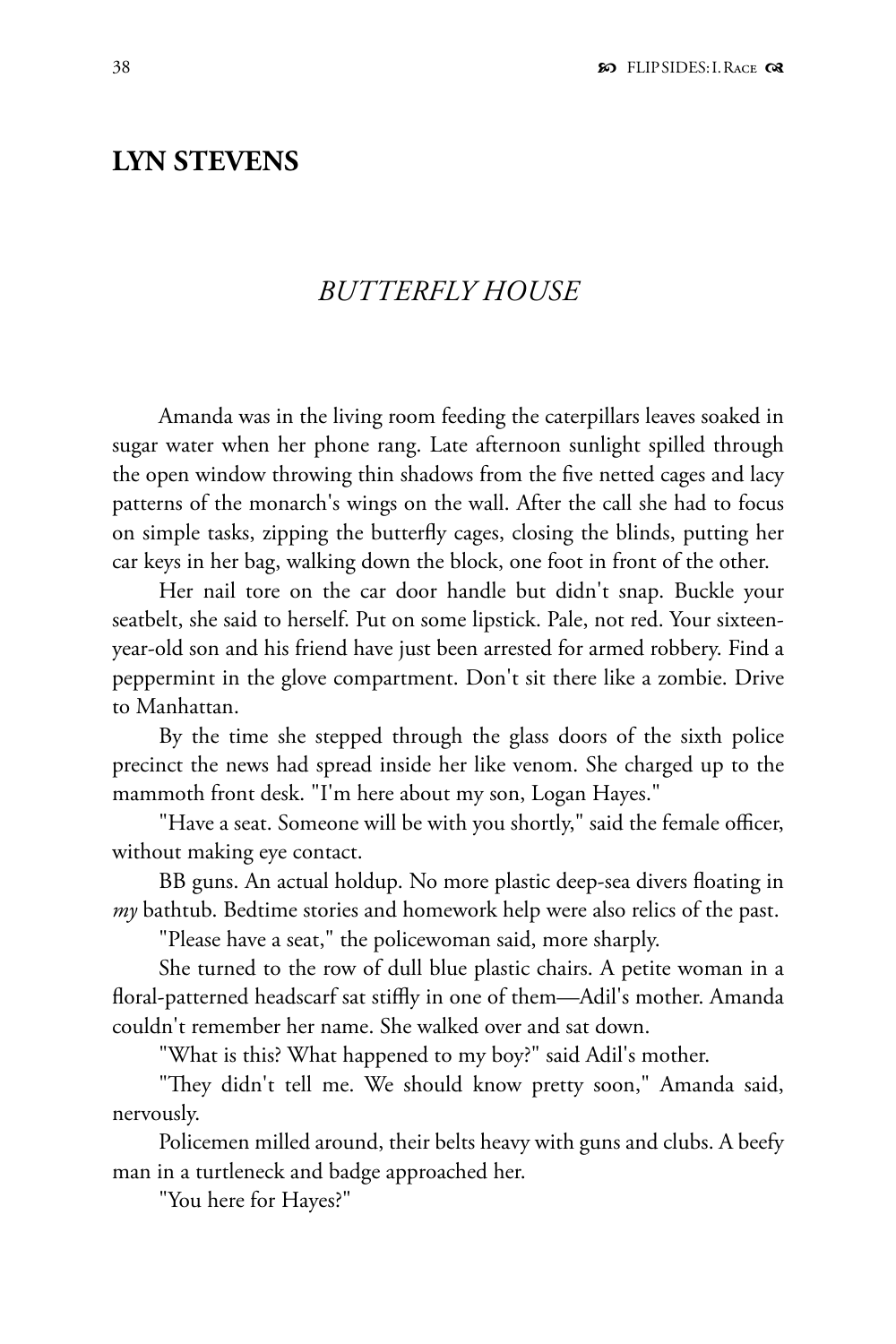## LYN STEVENS

### *BUTTERFLY HOUSE*

Amanda was in the living room feeding the caterpillars leaves soaked in sugar water when her phone rang. Late afternoon sunlight spilled through the open window throwing thin shadows from the five netted cages and lacy patterns of the monarch's wings on the wall. After the call she had to focus on simple tasks, zipping the butterfly cages, closing the blinds, putting her car keys in her bag, walking down the block, one foot in front of the other.

Her nail tore on the car door handle but didn't snap. Buckle your seatbelt, she said to herself. Put on some lipstick. Pale, not red. Your sixteen-year-old son and his friend have just been arrested for armed robbery. Find a peppermint in the glove compartment. Don't sit there like a zombie. Drive to Manhattan.

By the time she stepped through the glass doors of the sixth police precinct the news had spread inside her like venom. She charged up to the mammoth front desk. "I'm here about my son, Logan Hayes."

"Have a seat. Someone will be with you shortly," said the female officer, without making eye contact.

BB guns. An actual holdup. No more plastic deep-sea divers floating in *my* bathtub. Bedtime stories and homework help were also relics of the past.

"Please have a seat," the policewoman said, more sharply.

She turned to the row of dull blue plastic chairs. A petite woman in a floral-patterned headscarf sat stiffly in one of them—Adil's mother. Amanda couldn't remember her name. She walked over and sat down.

"What is this? What happened to my boy?" said Adil's mother.

"They didn't tell me. We should know pretty soon," Amanda said, nervously.

Policemen milled around, their belts heavy with guns and clubs. A beefy man in a turtleneck and badge approached her.

"You here for Hayes?"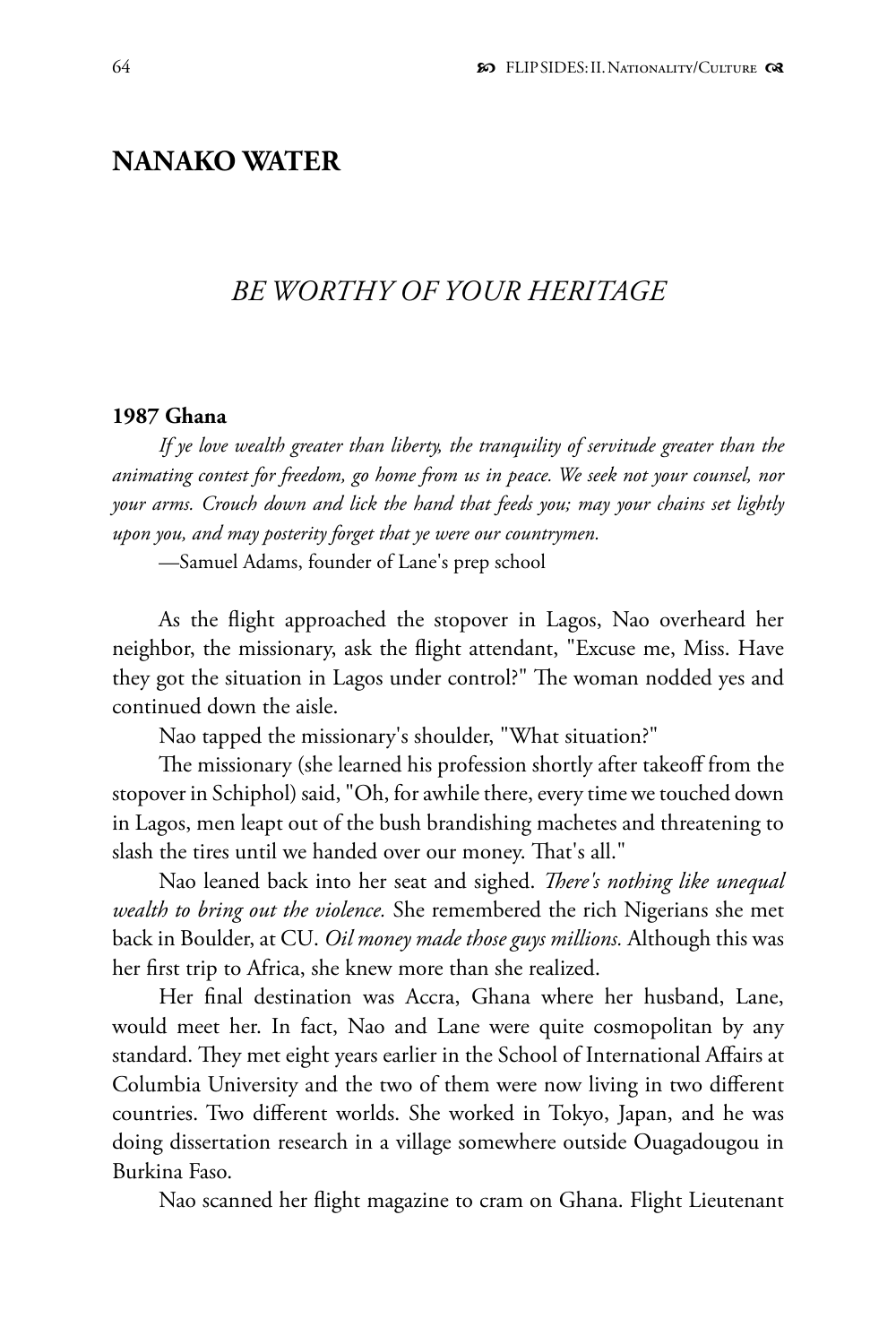## NANAKO WATER

### *BE WORTHY OF YOUR HERITAGE*

**1987 Ghana**

*If ye love wealth greater than liberty, the tranquility of servitude greater than the animating contest for freedom, go home from us in peace. We seek not your counsel, nor your arms. Crouch down and lick the hand that feeds you; may your chains set lightly upon you, and may posterity forget that ye were our countrymen.*

—Samuel Adams, founder of Lane's prep school

As the flight approached the stopover in Lagos, Nao overheard her neighbor, the missionary, ask the flight attendant, "Excuse me, Miss. Have they got the situation in Lagos under control?" The woman nodded yes and continued down the aisle.

Nao tapped the missionary's shoulder, "What situation?"

The missionary (she learned his profession shortly after takeoff from the stopover in Schiphol) said, "Oh, for awhile there, every time we touched down in Lagos, men leapt out of the bush brandishing machetes and threatening to slash the tires until we handed over our money. That's all."

Nao leaned back into her seat and sighed. *There's nothing like unequal wealth to bring out the violence.* She remembered the rich Nigerians she met back in Boulder, at CU. *Oil money made those guys millions.* Although this was her first trip to Africa, she knew more than she realized.

Her final destination was Accra, Ghana where her husband, Lane, would meet her. In fact, Nao and Lane were quite cosmopolitan by any standard. They met eight years earlier in the School of International Affairs at Columbia University and the two of them were now living in two different countries. Two different worlds. She worked in Tokyo, Japan, and he was doing dissertation research in a village somewhere outside Ouagadougou in Burkina Faso.

Nao scanned her flight magazine to cram on Ghana. Flight Lieutenant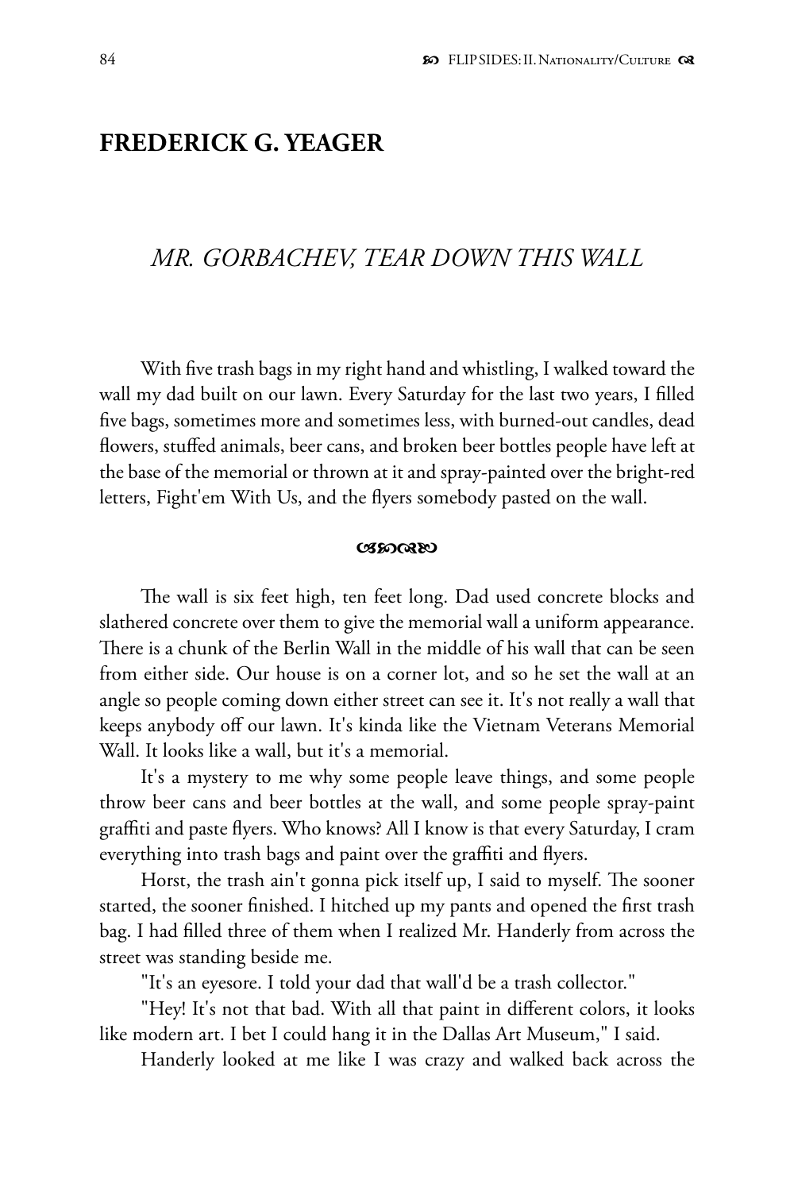## FREDERICK G. YEAGER

### *MR. GORBACHEV, TEAR DOWN THIS WALL*

With five trash bags in my right hand and whistling, I walked toward the wall my dad built on our lawn. Every Saturday for the last two years, I filled five bags, sometimes more and sometimes less, with burned-out candles, dead flowers, stuffed animals, beer cans, and broken beer bottles people have left at the base of the memorial or thrown at it and spray-painted over the bright-red letters, Fight'em With Us, and the flyers somebody pasted on the wall.

ଓଃଡଓଃ

The wall is six feet high, ten feet long. Dad used concrete blocks and slathered concrete over them to give the memorial wall a uniform appearance. There is a chunk of the Berlin Wall in the middle of his wall that can be seen from either side. Our house is on a corner lot, and so he set the wall at an angle so people coming down either street can see it. It's not really a wall that keeps anybody off our lawn. It's kinda like the Vietnam Veterans Memorial Wall. It looks like a wall, but it's a memorial.

It's a mystery to me why some people leave things, and some people throw beer cans and beer bottles at the wall, and some people spray-paint graffiti and paste flyers. Who knows? All I know is that every Saturday, I cram everything into trash bags and paint over the graffiti and flyers.

Horst, the trash ain't gonna pick itself up, I said to myself. The sooner started, the sooner finished. I hitched up my pants and opened the first trash bag. I had filled three of them when I realized Mr. Handerly from across the street was standing beside me.

"It's an eyesore. I told your dad that wall'd be a trash collector."

"Hey! It's not that bad. With all that paint in different colors, it looks like modern art. I bet I could hang it in the Dallas Art Museum," I said.

Handerly looked at me like I was crazy and walked back across the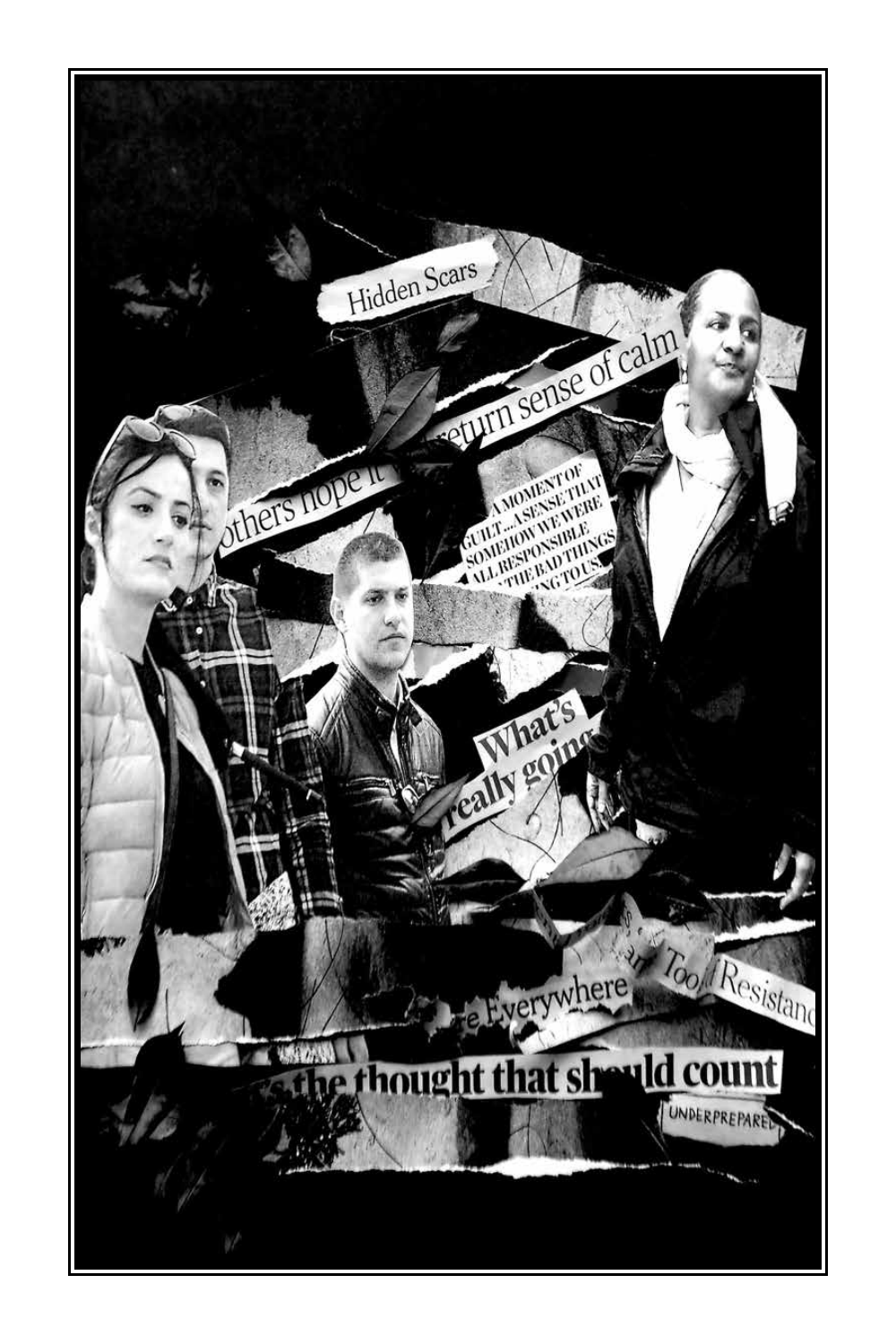Hidden Scars

others hope it

return sense of calm

A MOMENT OF GUILT...A SENSE THAT SOMEHOW WE WERE ALL RESPONSIBLE THE BAD THINGS ING TO US.

What's really going

e Everywhere

Too

Resistanc

's the thought that should count

UNDERPREPARED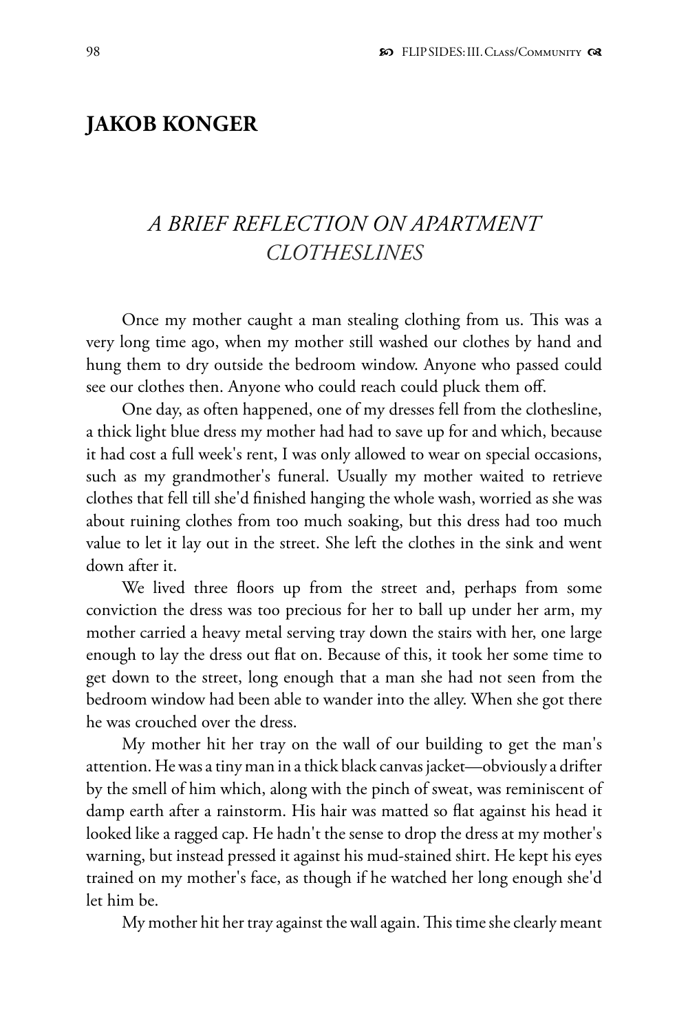## JAKOB KONGER

### *A BRIEF REFLECTION ON APARTMENT CLOTHESLINES*

Once my mother caught a man stealing clothing from us. This was a very long time ago, when my mother still washed our clothes by hand and hung them to dry outside the bedroom window. Anyone who passed could see our clothes then. Anyone who could reach could pluck them off.

One day, as often happened, one of my dresses fell from the clothesline, a thick light blue dress my mother had had to save up for and which, because it had cost a full week's rent, I was only allowed to wear on special occasions, such as my grandmother's funeral. Usually my mother waited to retrieve clothes that fell till she'd finished hanging the whole wash, worried as she was about ruining clothes from too much soaking, but this dress had too much value to let it lay out in the street. She left the clothes in the sink and went down after it.

We lived three floors up from the street and, perhaps from some conviction the dress was too precious for her to ball up under her arm, my mother carried a heavy metal serving tray down the stairs with her, one large enough to lay the dress out flat on. Because of this, it took her some time to get down to the street, long enough that a man she had not seen from the bedroom window had been able to wander into the alley. When she got there he was crouched over the dress.

My mother hit her tray on the wall of our building to get the man's attention. He was a tiny man in a thick black canvas jacket—obviously a drifter by the smell of him which, along with the pinch of sweat, was reminiscent of damp earth after a rainstorm. His hair was matted so flat against his head it looked like a ragged cap. He hadn't the sense to drop the dress at my mother's warning, but instead pressed it against his mud-stained shirt. He kept his eyes trained on my mother's face, as though if he watched her long enough she'd let him be.

My mother hit her tray against the wall again. This time she clearly meant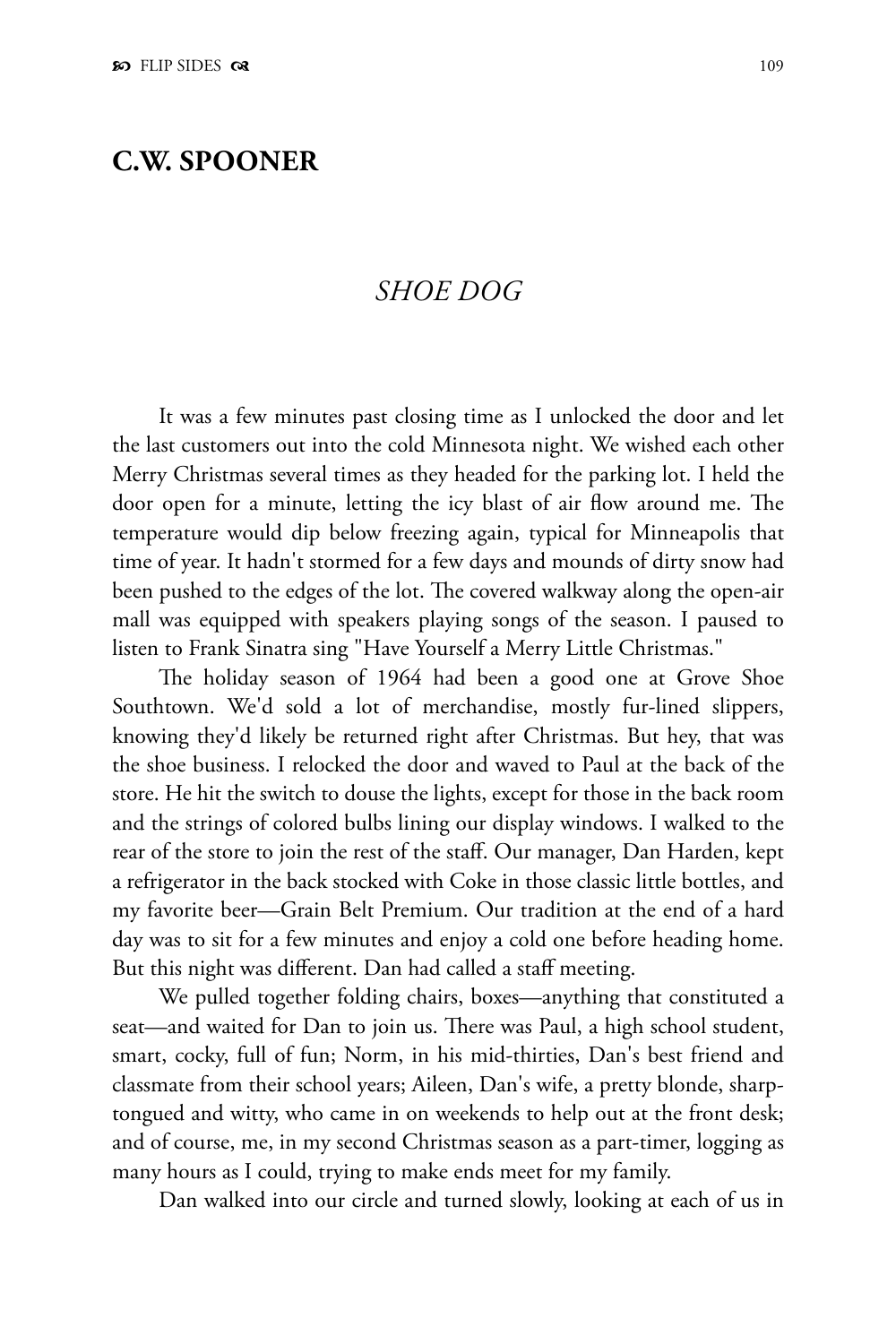## C.W. SPOONER

### *SHOE DOG*

It was a few minutes past closing time as I unlocked the door and let the last customers out into the cold Minnesota night. We wished each other Merry Christmas several times as they headed for the parking lot. I held the door open for a minute, letting the icy blast of air flow around me. The temperature would dip below freezing again, typical for Minneapolis that time of year. It hadn't stormed for a few days and mounds of dirty snow had been pushed to the edges of the lot. The covered walkway along the open-air mall was equipped with speakers playing songs of the season. I paused to listen to Frank Sinatra sing "Have Yourself a Merry Little Christmas."

The holiday season of 1964 had been a good one at Grove Shoe Southtown. We'd sold a lot of merchandise, mostly fur-lined slippers, knowing they'd likely be returned right after Christmas. But hey, that was the shoe business. I relocked the door and waved to Paul at the back of the store. He hit the switch to douse the lights, except for those in the back room and the strings of colored bulbs lining our display windows. I walked to the rear of the store to join the rest of the staff. Our manager, Dan Harden, kept a refrigerator in the back stocked with Coke in those classic little bottles, and my favorite beer—Grain Belt Premium. Our tradition at the end of a hard day was to sit for a few minutes and enjoy a cold one before heading home. But this night was different. Dan had called a staff meeting.

We pulled together folding chairs, boxes—anything that constituted a seat—and waited for Dan to join us. There was Paul, a high school student, smart, cocky, full of fun; Norm, in his mid-thirties, Dan's best friend and classmate from their school years; Aileen, Dan's wife, a pretty blonde, sharp-tongued and witty, who came in on weekends to help out at the front desk; and of course, me, in my second Christmas season as a part-timer, logging as many hours as I could, trying to make ends meet for my family.

Dan walked into our circle and turned slowly, looking at each of us in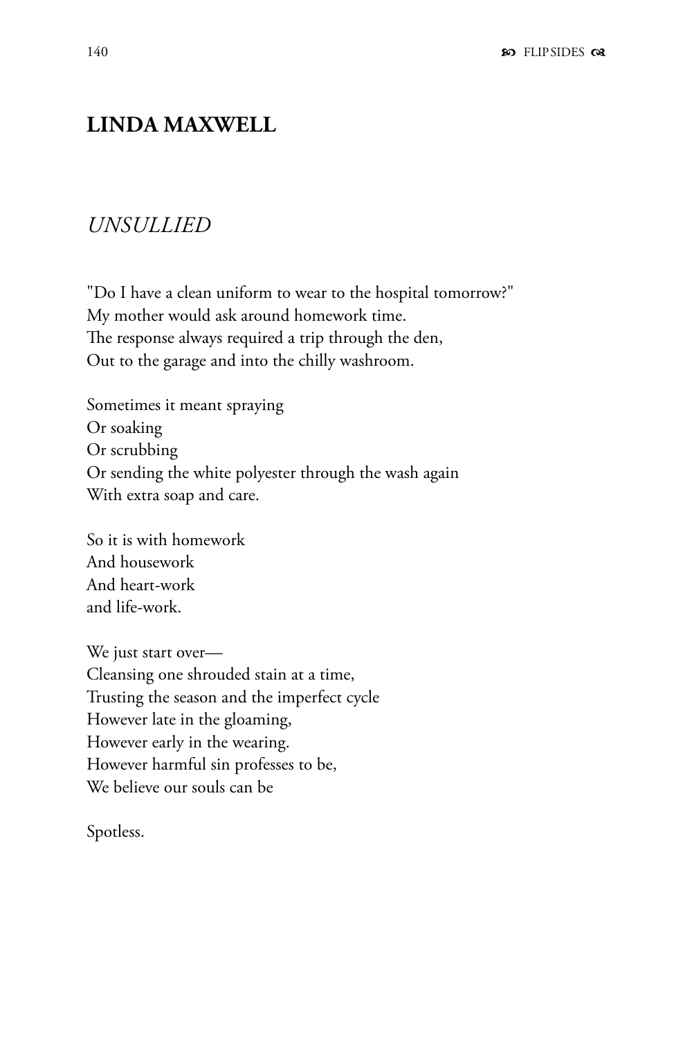## LINDA MAXWELL

### *UNSULLIED*

"Do I have a clean uniform to wear to the hospital tomorrow?"  
My mother would ask around homework time.  
The response always required a trip through the den,  
Out to the garage and into the chilly washroom.

Sometimes it meant spraying  
Or soaking  
Or scrubbing  
Or sending the white polyester through the wash again  
With extra soap and care.

So it is with homework  
And housework  
And heart-work  
and life-work.

We just start over—  
Cleansing one shrouded stain at a time,  
Trusting the season and the imperfect cycle  
However late in the gloaming,  
However early in the wearing.  
However harmful sin professes to be,  
We believe our souls can be

Spotless.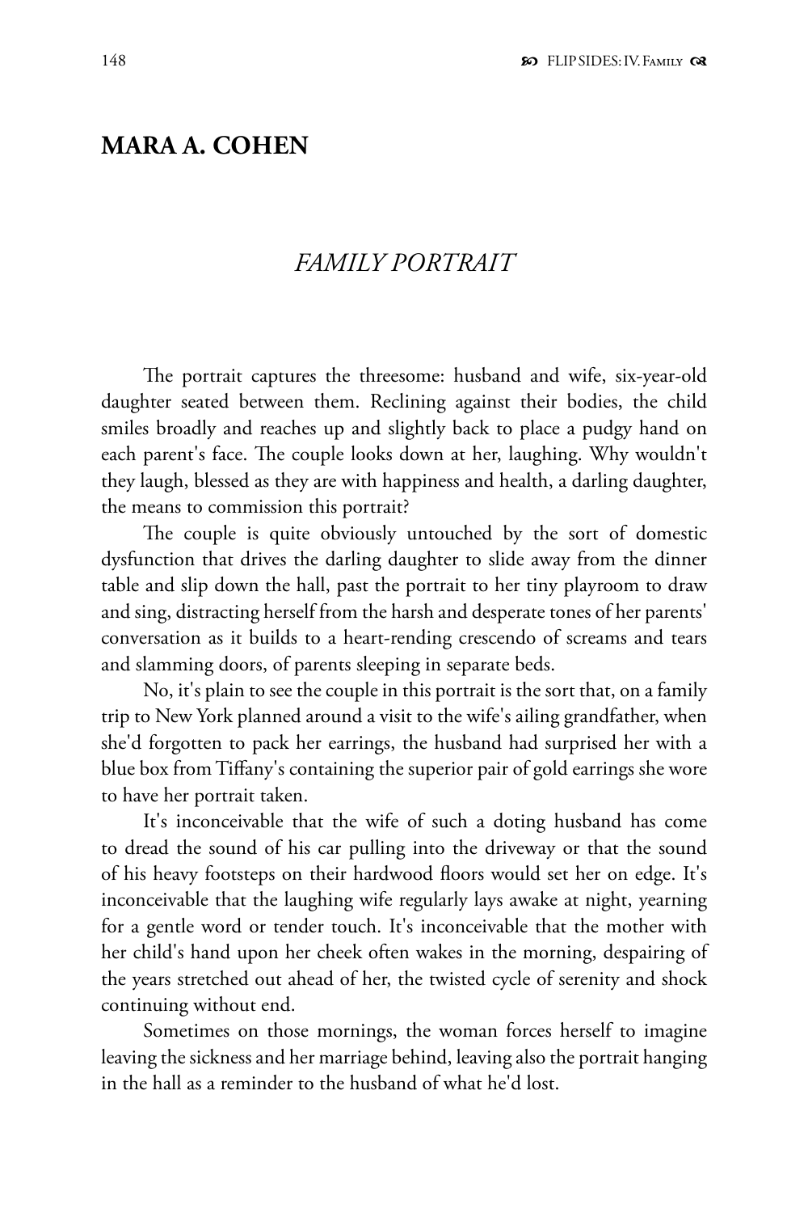## MARA A. COHEN

### *FAMILY PORTRAIT*

The portrait captures the threesome: husband and wife, six-year-old daughter seated between them. Reclining against their bodies, the child smiles broadly and reaches up and slightly back to place a pudgy hand on each parent's face. The couple looks down at her, laughing. Why wouldn't they laugh, blessed as they are with happiness and health, a darling daughter, the means to commission this portrait?

The couple is quite obviously untouched by the sort of domestic dysfunction that drives the darling daughter to slide away from the dinner table and slip down the hall, past the portrait to her tiny playroom to draw and sing, distracting herself from the harsh and desperate tones of her parents' conversation as it builds to a heart-rending crescendo of screams and tears and slamming doors, of parents sleeping in separate beds.

No, it's plain to see the couple in this portrait is the sort that, on a family trip to New York planned around a visit to the wife's ailing grandfather, when she'd forgotten to pack her earrings, the husband had surprised her with a blue box from Tiffany's containing the superior pair of gold earrings she wore to have her portrait taken.

It's inconceivable that the wife of such a doting husband has come to dread the sound of his car pulling into the driveway or that the sound of his heavy footsteps on their hardwood floors would set her on edge. It's inconceivable that the laughing wife regularly lays awake at night, yearning for a gentle word or tender touch. It's inconceivable that the mother with her child's hand upon her cheek often wakes in the morning, despairing of the years stretched out ahead of her, the twisted cycle of serenity and shock continuing without end.

Sometimes on those mornings, the woman forces herself to imagine leaving the sickness and her marriage behind, leaving also the portrait hanging in the hall as a reminder to the husband of what he'd lost.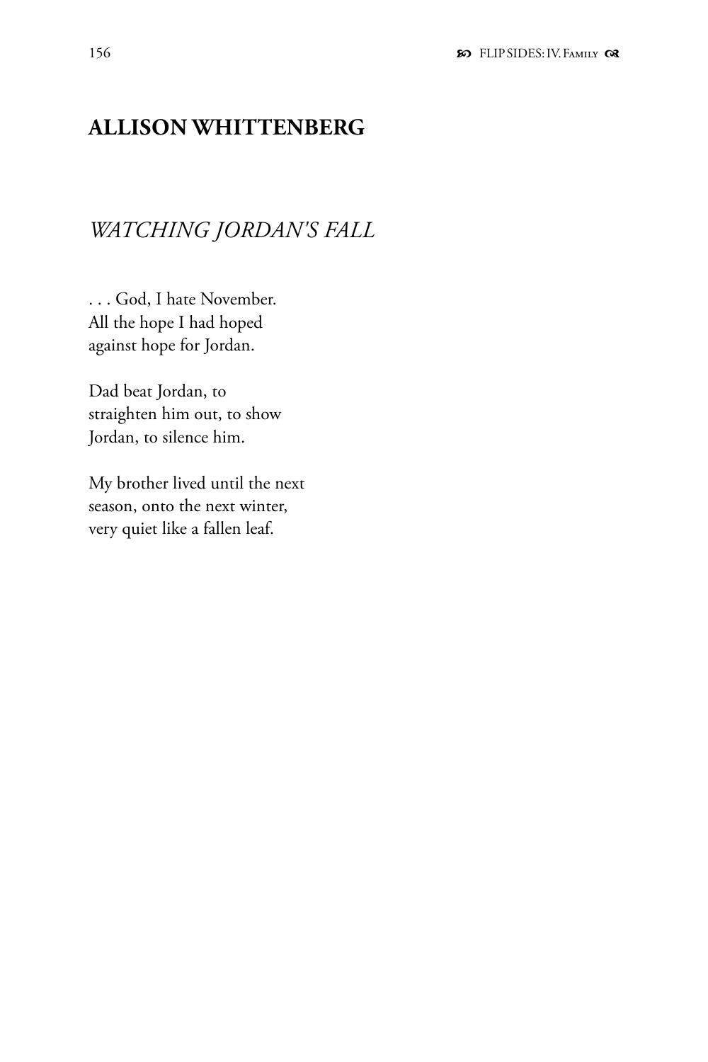## ALLISON WHITTENBERG

### *WATCHING JORDAN'S FALL*

. . . God, I hate November.  
All the hope I had hoped  
against hope for Jordan.

Dad beat Jordan, to  
straighten him out, to show  
Jordan, to silence him.

My brother lived until the next  
season, onto the next winter,  
very quiet like a fallen leaf.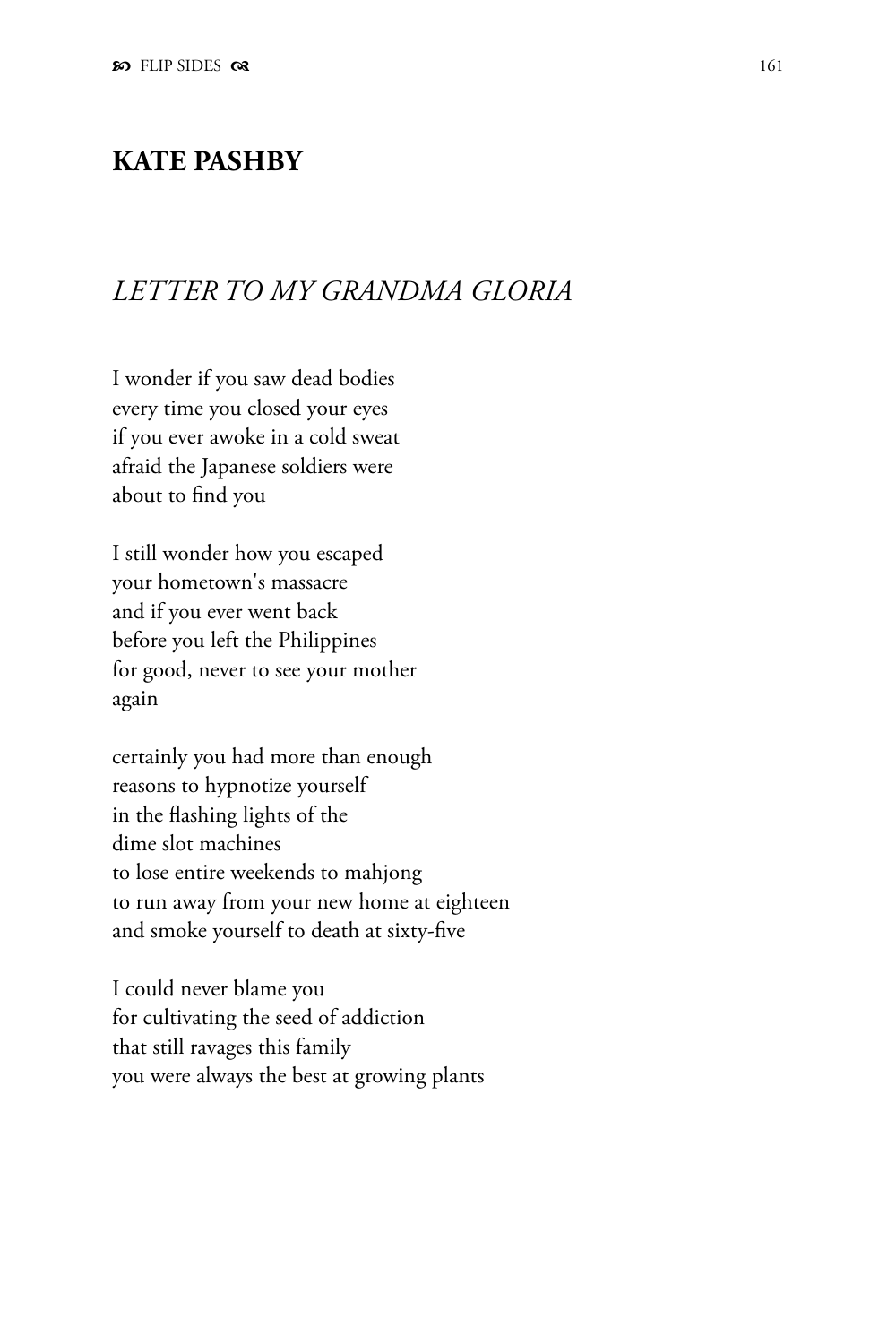## KATE PASHBY

### *LETTER TO MY GRANDMA GLORIA*

I wonder if you saw dead bodies
every time you closed your eyes
if you ever awoke in a cold sweat
afraid the Japanese soldiers were
about to find you

I still wonder how you escaped
your hometown's massacre
and if you ever went back
before you left the Philippines
for good, never to see your mother
again

certainly you had more than enough
reasons to hypnotize yourself
in the flashing lights of the
dime slot machines
to lose entire weekends to mahjong
to run away from your new home at eighteen
and smoke yourself to death at sixty-five

I could never blame you
for cultivating the seed of addiction
that still ravages this family
you were always the best at growing plants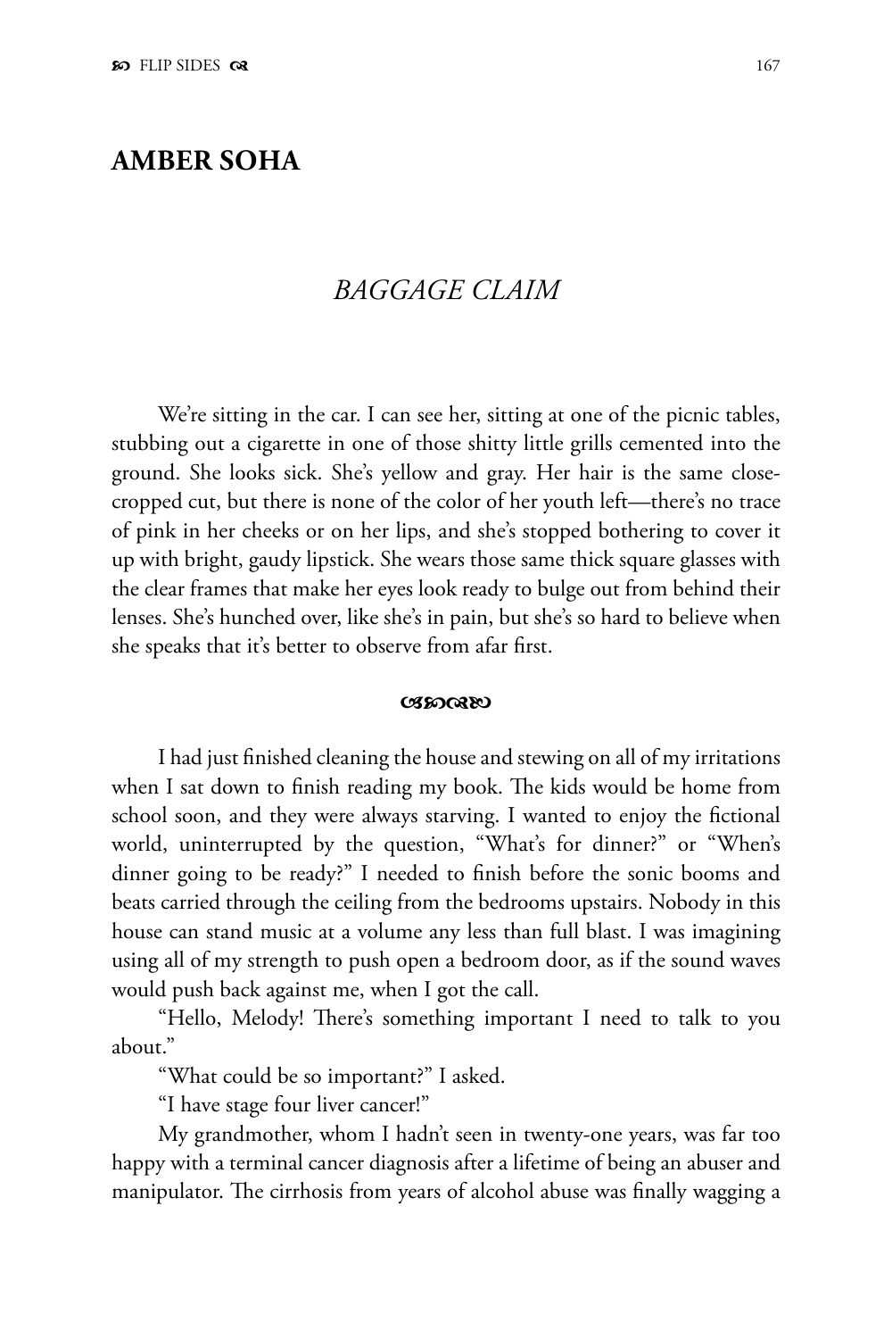## AMBER SOHA

# *BAGGAGE CLAIM*

We're sitting in the car. I can see her, sitting at one of the picnic tables, stubbing out a cigarette in one of those shitty little grills cemented into the ground. She looks sick. She's yellow and gray. Her hair is the same close-cropped cut, but there is none of the color of her youth left—there's no trace of pink in her cheeks or on her lips, and she's stopped bothering to cover it up with bright, gaudy lipstick. She wears those same thick square glasses with the clear frames that make her eyes look ready to bulge out from behind their lenses. She's hunched over, like she's in pain, but she's so hard to believe when she speaks that it's better to observe from afar first.

---

I had just finished cleaning the house and stewing on all of my irritations when I sat down to finish reading my book. The kids would be home from school soon, and they were always starving. I wanted to enjoy the fictional world, uninterrupted by the question, "What's for dinner?" or "When's dinner going to be ready?" I needed to finish before the sonic booms and beats carried through the ceiling from the bedrooms upstairs. Nobody in this house can stand music at a volume any less than full blast. I was imagining using all of my strength to push open a bedroom door, as if the sound waves would push back against me, when I got the call.

"Hello, Melody! There's something important I need to talk to you about."

"What could be so important?" I asked.

"I have stage four liver cancer!"

My grandmother, whom I hadn't seen in twenty-one years, was far too happy with a terminal cancer diagnosis after a lifetime of being an abuser and manipulator. The cirrhosis from years of alcohol abuse was finally wagging a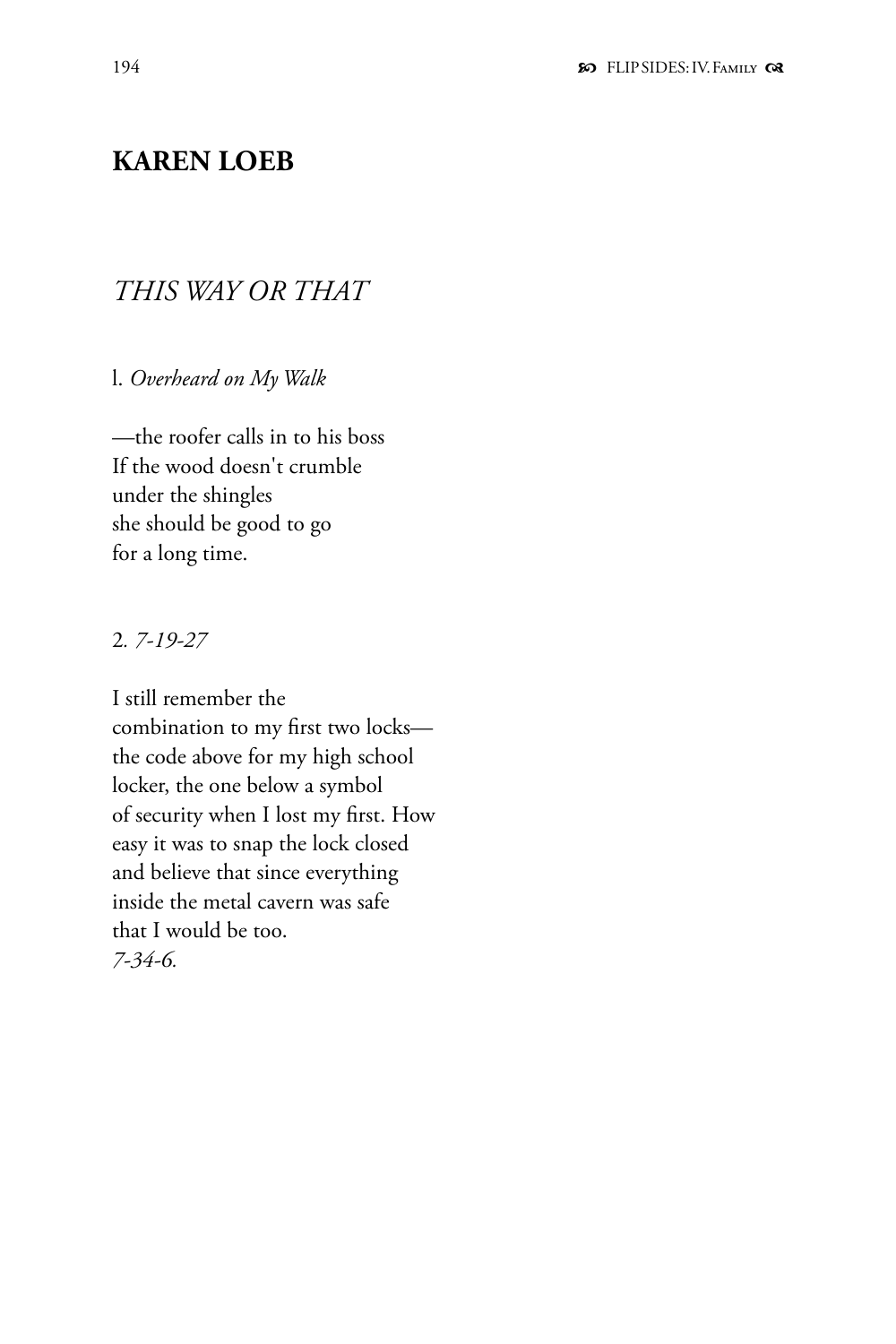## KAREN LOEB

### *THIS WAY OR THAT*

l. *Overheard on My Walk*

—the roofer calls in to his boss  
If the wood doesn't crumble  
under the shingles  
she should be good to go  
for a long time.

2. *7-19-27*

I still remember the  
combination to my first two locks—  
the code above for my high school  
locker, the one below a symbol  
of security when I lost my first. How  
easy it was to snap the lock closed  
and believe that since everything  
inside the metal cavern was safe  
that I would be too.  
*7-34-6.*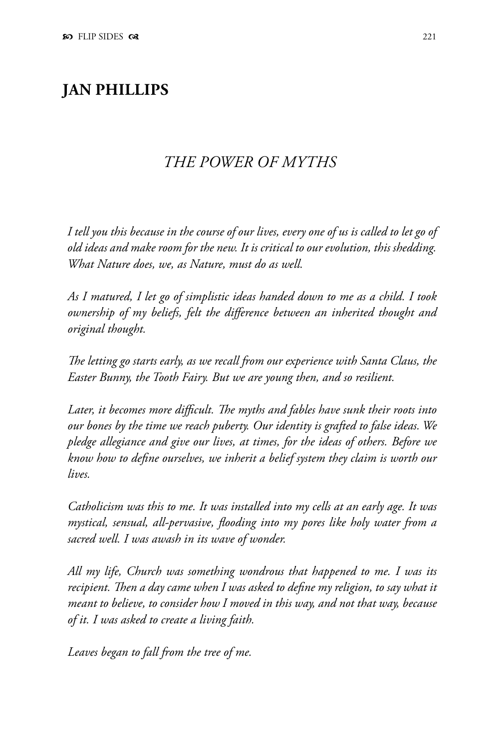## JAN PHILLIPS

### *THE POWER OF MYTHS*

*I tell you this because in the course of our lives, every one of us is called to let go of old ideas and make room for the new. It is critical to our evolution, this shedding. What Nature does, we, as Nature, must do as well.*

*As I matured, I let go of simplistic ideas handed down to me as a child. I took ownership of my beliefs, felt the difference between an inherited thought and original thought.*

*The letting go starts early, as we recall from our experience with Santa Claus, the Easter Bunny, the Tooth Fairy. But we are young then, and so resilient.*

*Later, it becomes more difficult. The myths and fables have sunk their roots into our bones by the time we reach puberty. Our identity is grafted to false ideas. We pledge allegiance and give our lives, at times, for the ideas of others. Before we know how to define ourselves, we inherit a belief system they claim is worth our lives.*

*Catholicism was this to me. It was installed into my cells at an early age. It was mystical, sensual, all-pervasive, flooding into my pores like holy water from a sacred well. I was awash in its wave of wonder.*

*All my life, Church was something wondrous that happened to me. I was its recipient. Then a day came when I was asked to define my religion, to say what it meant to believe, to consider how I moved in this way, and not that way, because of it. I was asked to create a living faith.*

*Leaves began to fall from the tree of me.*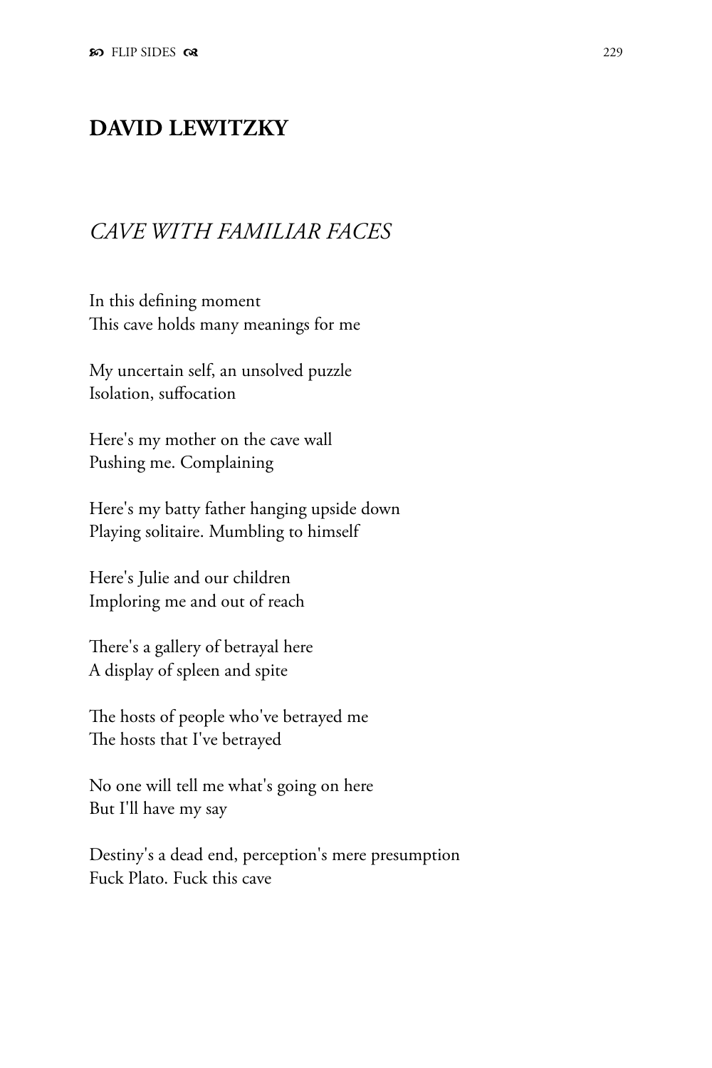## DAVID LEWITZKY

### *CAVE WITH FAMILIAR FACES*

In this defining moment
This cave holds many meanings for me

My uncertain self, an unsolved puzzle
Isolation, suffocation

Here's my mother on the cave wall
Pushing me. Complaining

Here's my batty father hanging upside down
Playing solitaire. Mumbling to himself

Here's Julie and our children
Imploring me and out of reach

There's a gallery of betrayal here
A display of spleen and spite

The hosts of people who've betrayed me
The hosts that I've betrayed

No one will tell me what's going on here
But I'll have my say

Destiny's a dead end, perception's mere presumption
Fuck Plato. Fuck this cave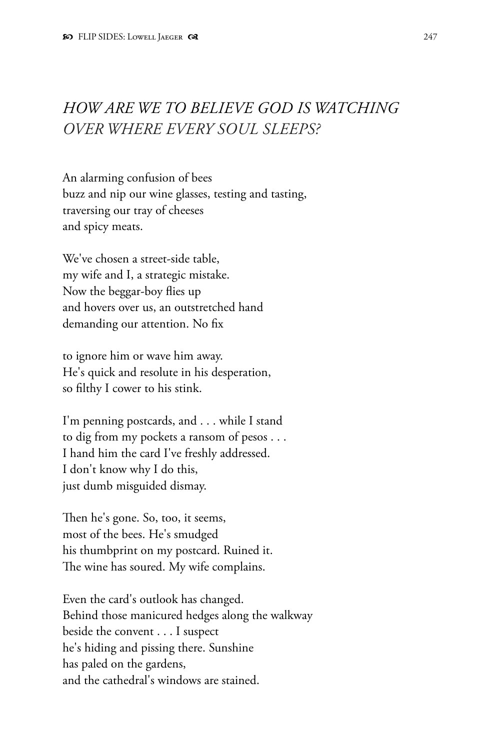## *HOW ARE WE TO BELIEVE GOD IS WATCHING OVER WHERE EVERY SOUL SLEEPS?*

An alarming confusion of bees  
buzz and nip our wine glasses, testing and tasting,  
traversing our tray of cheeses  
and spicy meats.

We've chosen a street-side table,  
my wife and I, a strategic mistake.  
Now the beggar-boy flies up  
and hovers over us, an outstretched hand  
demanding our attention. No fix

to ignore him or wave him away.  
He's quick and resolute in his desperation,  
so filthy I cower to his stink.

I'm penning postcards, and . . . while I stand  
to dig from my pockets a ransom of pesos . . .  
I hand him the card I've freshly addressed.  
I don't know why I do this,  
just dumb misguided dismay.

Then he's gone. So, too, it seems,  
most of the bees. He's smudged  
his thumbprint on my postcard. Ruined it.  
The wine has soured. My wife complains.

Even the card's outlook has changed.  
Behind those manicured hedges along the walkway  
beside the convent . . . I suspect  
he's hiding and pissing there. Sunshine  
has paled on the gardens,  
and the cathedral's windows are stained.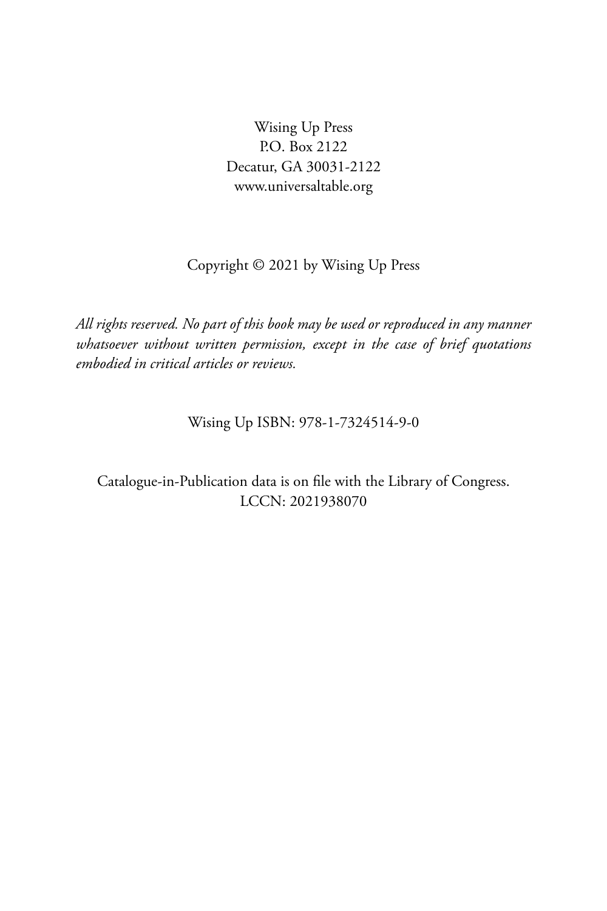Wising Up Press
P.O. Box 2122
Decatur, GA 30031-2122
www.universaltable.org

Copyright © 2021 by Wising Up Press

*All rights reserved. No part of this book may be used or reproduced in any manner whatsoever without written permission, except in the case of brief quotations embodied in critical articles or reviews.*

Wising Up ISBN: 978-1-7324514-9-0

Catalogue-in-Publication data is on file with the Library of Congress.
LCCN: 2021938070